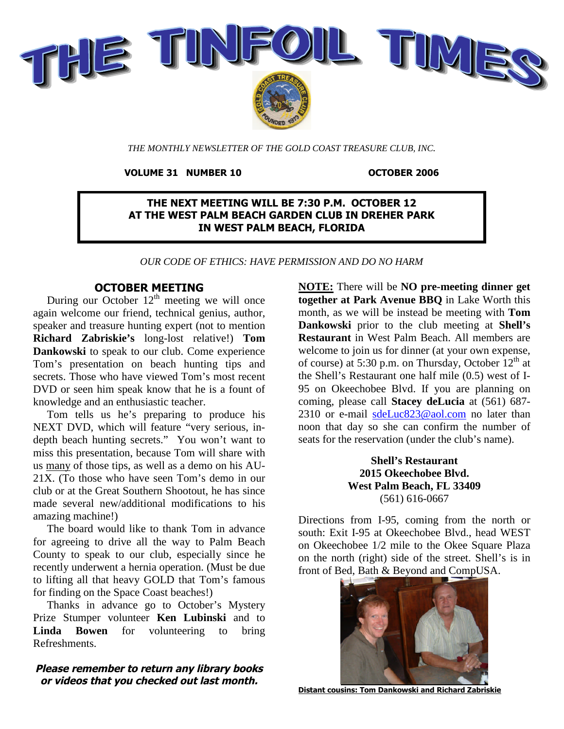# THE TINFOIL TIMES

*THE MONTHLY NEWSLETTER OF THE GOLD COAST TREASURE CLUB, INC.*

**VOLUME 31 NUMBER 10** **OCTOBER 2006**

**THE NEXT MEETING WILL BE 7:30 P.M. OCTOBER 12 AT THE WEST PALM BEACH GARDEN CLUB IN DREHER PARK IN WEST PALM BEACH, FLORIDA**

*OUR CODE OF ETHICS: HAVE PERMISSION AND DO NO HARM*

## OCTOBER MEETING

During our October 12th meeting we will once again welcome our friend, technical genius, author, speaker and treasure hunting expert (not to mention **Richard Zabriskie's** long-lost relative!) **Tom Dankowski** to speak to our club. Come experience Tom's presentation on beach hunting tips and secrets. Those who have viewed Tom's most recent DVD or seen him speak know that he is a fount of knowledge and an enthusiastic teacher.

Tom tells us he's preparing to produce his NEXT DVD, which will feature "very serious, in-depth beach hunting secrets." You won't want to miss this presentation, because Tom will share with us many of those tips, as well as a demo on his AU-21X. (To those who have seen Tom's demo in our club or at the Great Southern Shootout, he has since made several new/additional modifications to his amazing machine!)

The board would like to thank Tom in advance for agreeing to drive all the way to Palm Beach County to speak to our club, especially since he recently underwent a hernia operation. (Must be due to lifting all that heavy GOLD that Tom's famous for finding on the Space Coast beaches!)

Thanks in advance go to October's Mystery Prize Stumper volunteer **Ken Lubinski** and to **Linda Bowen** for volunteering to bring Refreshments.

***Please remember to return any library books or videos that you checked out last month.***

**NOTE:** There will be **NO pre-meeting dinner get together at Park Avenue BBQ** in Lake Worth this month, as we will be instead be meeting with **Tom Dankowski** prior to the club meeting at **Shell's Restaurant** in West Palm Beach. All members are welcome to join us for dinner (at your own expense, of course) at 5:30 p.m. on Thursday, October 12th at the Shell's Restaurant one half mile (0.5) west of I-95 on Okeechobee Blvd. If you are planning on coming, please call **Stacey deLucia** at (561) 687-2310 or e-mail sdeLuc823@aol.com no later than noon that day so she can confirm the number of seats for the reservation (under the club's name).

**Shell's Restaurant**
**2015 Okeechobee Blvd.**
**West Palm Beach, FL 33409**
(561) 616-0667

Directions from I-95, coming from the north or south: Exit I-95 at Okeechobee Blvd., head WEST on Okeechobee 1/2 mile to the Okee Square Plaza on the north (right) side of the street. Shell's is in front of Bed, Bath & Beyond and CompUSA.

**Distant cousins: Tom Dankowski and Richard Zabriskie**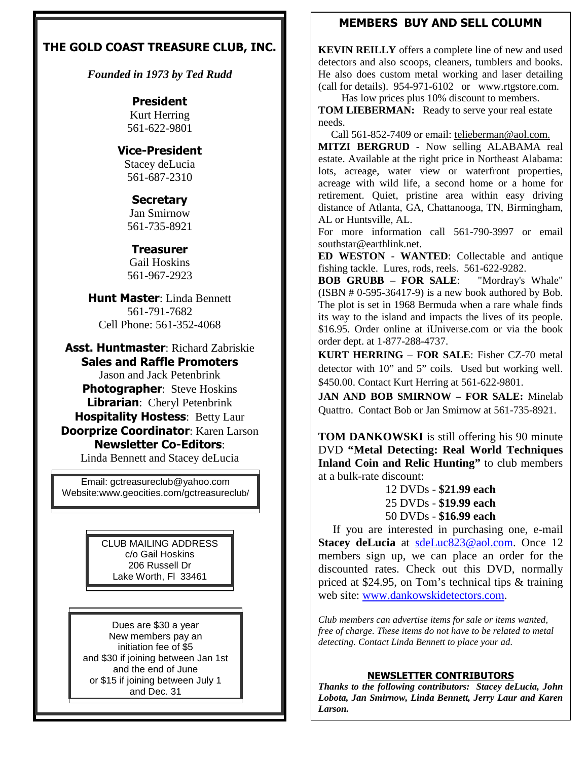## THE GOLD COAST TREASURE CLUB, INC.

*Founded in 1973 by Ted Rudd*

**President**
Kurt Herring
561-622-9801

**Vice-President**
Stacey deLucia
561-687-2310

**Secretary**
Jan Smirnow
561-735-8921

**Treasurer**
Gail Hoskins
561-967-2923

**Hunt Master**: Linda Bennett
561-791-7682
Cell Phone: 561-352-4068

**Asst. Huntmaster**: Richard Zabriskie
**Sales and Raffle Promoters**
Jason and Jack Petenbrink
**Photographer**: Steve Hoskins
**Librarian**: Cheryl Petenbrink
**Hospitality Hostess**: Betty Laur
**Doorprize Coordinator**: Karen Larson
**Newsletter Co-Editors**:
Linda Bennett and Stacey deLucia

Email: gctreasureclub@yahoo.com
Website:www.geocities.com/gctreasureclub/

CLUB MAILING ADDRESS
c/o Gail Hoskins
206 Russell Dr
Lake Worth, Fl 33461

Dues are $30 a year
New members pay an initiation fee of $5
and $30 if joining between Jan 1st and the end of June
or $15 if joining between July 1 and Dec. 31

## MEMBERS BUY AND SELL COLUMN

**KEVIN REILLY** offers a complete line of new and used detectors and also scoops, cleaners, tumblers and books. He also does custom metal working and laser detailing (call for details). 954-971-6102 or www.rtgstore.com. Has low prices plus 10% discount to members.

**TOM LIEBERMAN:** Ready to serve your real estate needs.
Call 561-852-7409 or email: telieberman@aol.com.

**MITZI BERGRUD** - Now selling ALABAMA real estate. Available at the right price in Northeast Alabama: lots, acreage, water view or waterfront properties, acreage with wild life, a second home or a home for retirement. Quiet, pristine area within easy driving distance of Atlanta, GA, Chattanooga, TN, Birmingham, AL or Huntsville, AL.
For more information call 561-790-3997 or email southstar@earthlink.net.

**ED WESTON - WANTED**: Collectable and antique fishing tackle. Lures, rods, reels. 561-622-9282.

**BOB GRUBB – FOR SALE**: "Mordray's Whale" (ISBN # 0-595-36417-9) is a new book authored by Bob. The plot is set in 1968 Bermuda when a rare whale finds its way to the island and impacts the lives of its people. $16.95. Order online at iUniverse.com or via the book order dept. at 1-877-288-4737.

**KURT HERRING – FOR SALE**: Fisher CZ-70 metal detector with 10" and 5" coils. Used but working well. $450.00. Contact Kurt Herring at 561-622-9801.

**JAN AND BOB SMIRNOW – FOR SALE:** Minelab Quattro. Contact Bob or Jan Smirnow at 561-735-8921.

**TOM DANKOWSKI** is still offering his 90 minute DVD **"Metal Detecting: Real World Techniques Inland Coin and Relic Hunting"** to club members at a bulk-rate discount:

12 DVDs - **$21.99 each**
25 DVDs - **$19.99 each**
50 DVDs - **$16.99 each**

If you are interested in purchasing one, e-mail **Stacey deLucia** at sdeLuc823@aol.com. Once 12 members sign up, we can place an order for the discounted rates. Check out this DVD, normally priced at $24.95, on Tom's technical tips & training web site: www.dankowskidetectors.com.

*Club members can advertise items for sale or items wanted, free of charge. These items do not have to be related to metal detecting. Contact Linda Bennett to place your ad.*

### NEWSLETTER CONTRIBUTORS

***Thanks to the following contributors: Stacey deLucia, John Lobota, Jan Smirnow, Linda Bennett, Jerry Laur and Karen Larson.***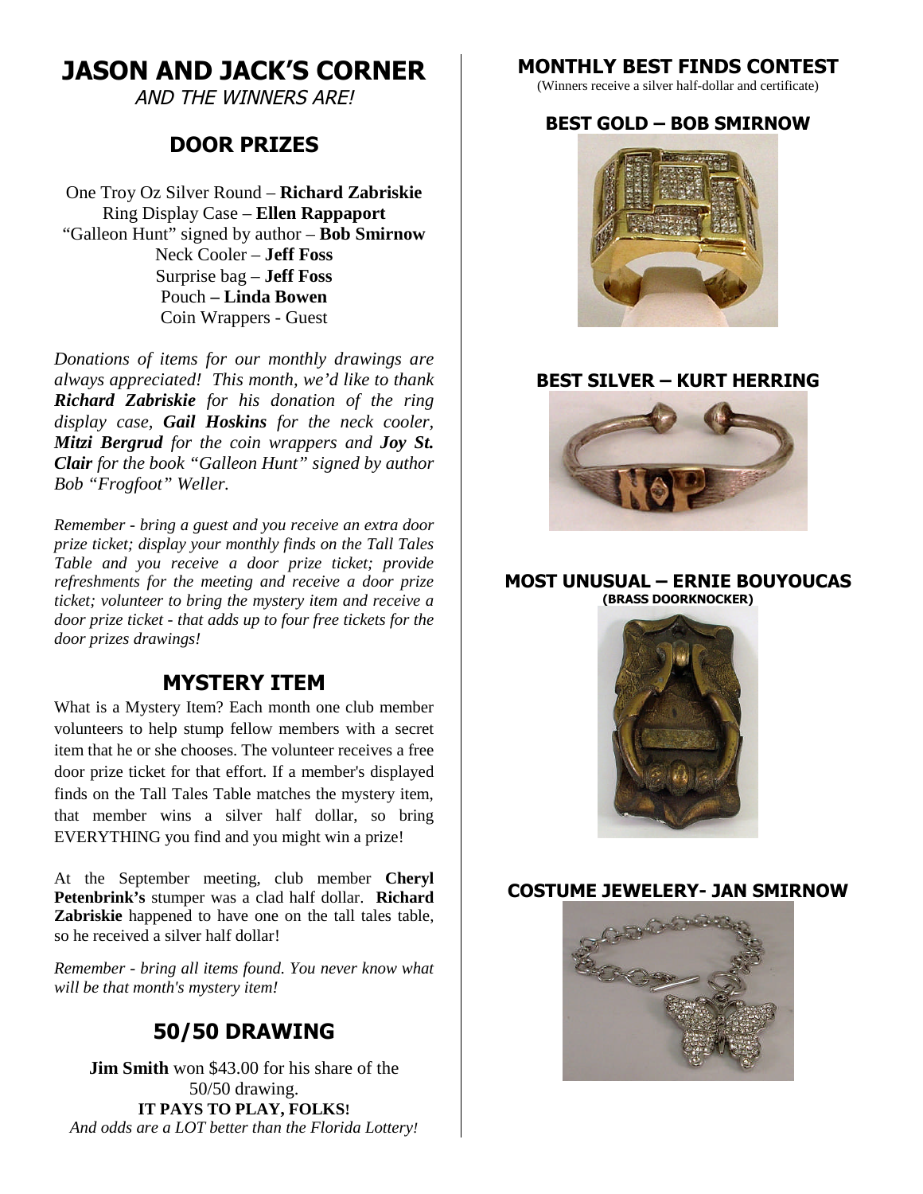# JASON AND JACK'S CORNER

*AND THE WINNERS ARE!*

## DOOR PRIZES

One Troy Oz Silver Round – **Richard Zabriskie**
Ring Display Case – **Ellen Rappaport**
"Galleon Hunt" signed by author – **Bob Smirnow**
Neck Cooler – **Jeff Foss**
Surprise bag – **Jeff Foss**
Pouch **– Linda Bowen**
Coin Wrappers - Guest

*Donations of items for our monthly drawings are always appreciated! This month, we'd like to thank **Richard Zabriskie** for his donation of the ring display case, **Gail Hoskins** for the neck cooler, **Mitzi Bergrud** for the coin wrappers and **Joy St. Clair** for the book "Galleon Hunt" signed by author Bob "Frogfoot" Weller.*

*Remember - bring a guest and you receive an extra door prize ticket; display your monthly finds on the Tall Tales Table and you receive a door prize ticket; provide refreshments for the meeting and receive a door prize ticket; volunteer to bring the mystery item and receive a door prize ticket - that adds up to four free tickets for the door prizes drawings!*

## MYSTERY ITEM

What is a Mystery Item? Each month one club member volunteers to help stump fellow members with a secret item that he or she chooses. The volunteer receives a free door prize ticket for that effort. If a member's displayed finds on the Tall Tales Table matches the mystery item, that member wins a silver half dollar, so bring EVERYTHING you find and you might win a prize!

At the September meeting, club member **Cheryl Petenbrink's** stumper was a clad half dollar. **Richard Zabriskie** happened to have one on the tall tales table, so he received a silver half dollar!

*Remember - bring all items found. You never know what will be that month's mystery item!*

## 50/50 DRAWING

**Jim Smith** won $43.00 for his share of the 50/50 drawing.
**IT PAYS TO PLAY, FOLKS!**
*And odds are a LOT better than the Florida Lottery!*

## MONTHLY BEST FINDS CONTEST

(Winners receive a silver half-dollar and certificate)

### BEST GOLD – BOB SMIRNOW

### BEST SILVER – KURT HERRING

### MOST UNUSUAL – ERNIE BOUYOUCAS

**(BRASS DOORKNOCKER)**

### COSTUME JEWELERY- JAN SMIRNOW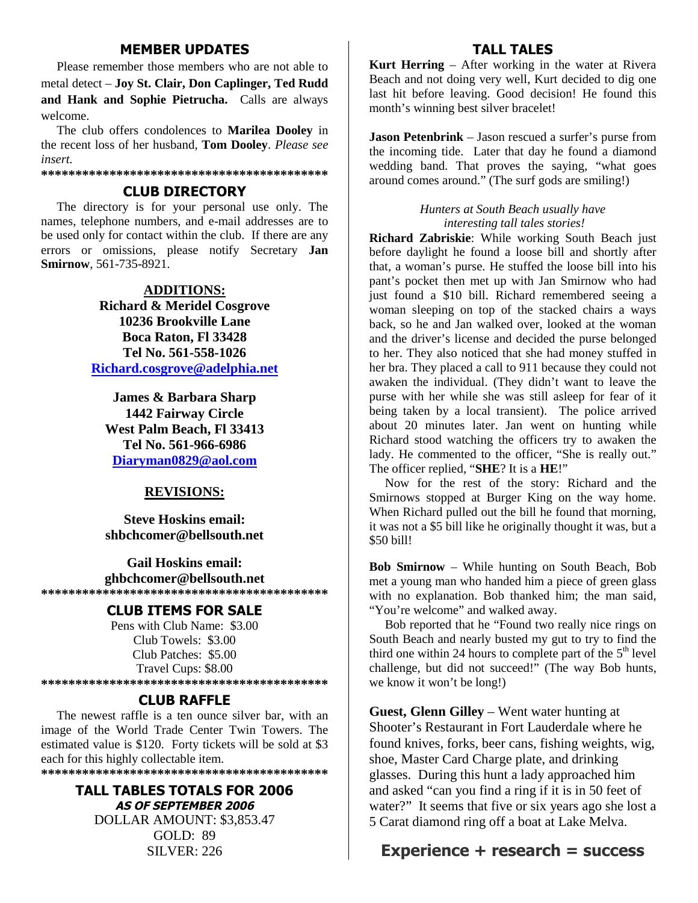## MEMBER UPDATES

Please remember those members who are not able to metal detect – **Joy St. Clair, Don Caplinger, Ted Rudd and Hank and Sophie Pietrucha.** Calls are always welcome.

The club offers condolences to **Marilea Dooley** in the recent loss of her husband, **Tom Dooley**. *Please see insert.*

******************************************

## CLUB DIRECTORY

The directory is for your personal use only. The names, telephone numbers, and e-mail addresses are to be used only for contact within the club. If there are any errors or omissions, please notify Secretary **Jan Smirnow**, 561-735-8921.

**ADDITIONS:**

**Richard & Meridel Cosgrove**
**10236 Brookville Lane**
**Boca Raton, Fl 33428**
**Tel No. 561-558-1026**
**Richard.cosgrove@adelphia.net**

**James & Barbara Sharp**
**1442 Fairway Circle**
**West Palm Beach, Fl 33413**
**Tel No. 561-966-6986**
**Diaryman0829@aol.com**

**REVISIONS:**

**Steve Hoskins email:**
**shbchcomer@bellsouth.net**

**Gail Hoskins email:**
**ghbchcomer@bellsouth.net**

******************************************

## CLUB ITEMS FOR SALE

Pens with Club Name: $3.00
Club Towels: $3.00
Club Patches: $5.00
Travel Cups: $8.00

******************************************

## CLUB RAFFLE

The newest raffle is a ten ounce silver bar, with an image of the World Trade Center Twin Towers. The estimated value is $120. Forty tickets will be sold at $3 each for this highly collectable item.

******************************************

## TALL TABLES TOTALS FOR 2006

***AS OF SEPTEMBER 2006***

DOLLAR AMOUNT: $3,853.47
GOLD: 89
SILVER: 226

## TALL TALES

**Kurt Herring** – After working in the water at Rivera Beach and not doing very well, Kurt decided to dig one last hit before leaving. Good decision! He found this month's winning best silver bracelet!

**Jason Petenbrink** – Jason rescued a surfer's purse from the incoming tide. Later that day he found a diamond wedding band. That proves the saying, "what goes around comes around." (The surf gods are smiling!)

*Hunters at South Beach usually have interesting tall tales stories!*

**Richard Zabriskie**: While working South Beach just before daylight he found a loose bill and shortly after that, a woman's purse. He stuffed the loose bill into his pant's pocket then met up with Jan Smirnow who had just found a $10 bill. Richard remembered seeing a woman sleeping on top of the stacked chairs a ways back, so he and Jan walked over, looked at the woman and the driver's license and decided the purse belonged to her. They also noticed that she had money stuffed in her bra. They placed a call to 911 because they could not awaken the individual. (They didn't want to leave the purse with her while she was still asleep for fear of it being taken by a local transient). The police arrived about 20 minutes later. Jan went on hunting while Richard stood watching the officers try to awaken the lady. He commented to the officer, "She is really out." The officer replied, "**SHE**? It is a **HE**!"

Now for the rest of the story: Richard and the Smirnows stopped at Burger King on the way home. When Richard pulled out the bill he found that morning, it was not a $5 bill like he originally thought it was, but a $50 bill!

**Bob Smirnow** – While hunting on South Beach, Bob met a young man who handed him a piece of green glass with no explanation. Bob thanked him; the man said, "You're welcome" and walked away.

Bob reported that he "Found two really nice rings on South Beach and nearly busted my gut to try to find the third one within 24 hours to complete part of the 5th level challenge, but did not succeed!" (The way Bob hunts, we know it won't be long!)

**Guest, Glenn Gilley** – Went water hunting at Shooter's Restaurant in Fort Lauderdale where he found knives, forks, beer cans, fishing weights, wig, shoe, Master Card Charge plate, and drinking glasses. During this hunt a lady approached him and asked "can you find a ring if it is in 50 feet of water?" It seems that five or six years ago she lost a 5 Carat diamond ring off a boat at Lake Melva.

**Experience + research = success**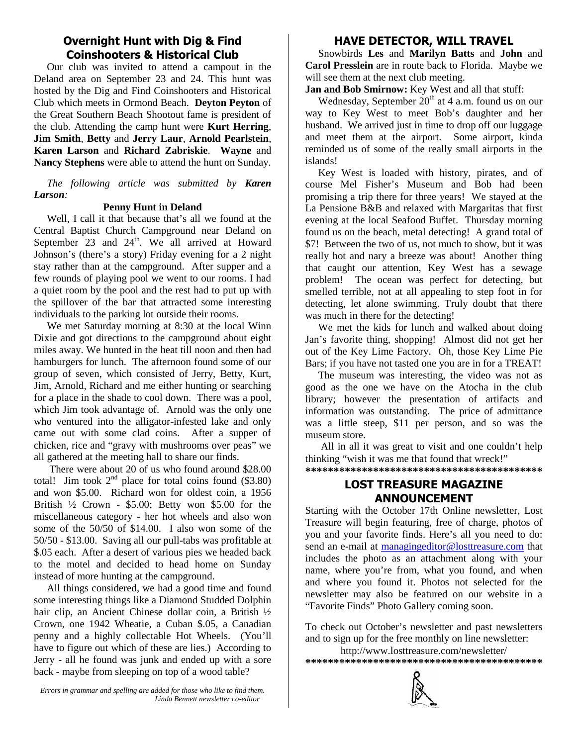## Overnight Hunt with Dig & Find Coinshooters & Historical Club

Our club was invited to attend a campout in the Deland area on September 23 and 24. This hunt was hosted by the Dig and Find Coinshooters and Historical Club which meets in Ormond Beach. **Deyton Peyton** of the Great Southern Beach Shootout fame is president of the club. Attending the camp hunt were **Kurt Herring**, **Jim Smith**, **Betty** and **Jerry Laur**, **Arnold Pearlstein**, **Karen Larson** and **Richard Zabriskie**. **Wayne** and **Nancy Stephens** were able to attend the hunt on Sunday.

*The following article was submitted by **Karen Larson**:*

**Penny Hunt in Deland**

Well, I call it that because that's all we found at the Central Baptist Church Campground near Deland on September 23 and 24th. We all arrived at Howard Johnson's (there's a story) Friday evening for a 2 night stay rather than at the campground. After supper and a few rounds of playing pool we went to our rooms. I had a quiet room by the pool and the rest had to put up with the spillover of the bar that attracted some interesting individuals to the parking lot outside their rooms.

We met Saturday morning at 8:30 at the local Winn Dixie and got directions to the campground about eight miles away. We hunted in the heat till noon and then had hamburgers for lunch. The afternoon found some of our group of seven, which consisted of Jerry, Betty, Kurt, Jim, Arnold, Richard and me either hunting or searching for a place in the shade to cool down. There was a pool, which Jim took advantage of. Arnold was the only one who ventured into the alligator-infested lake and only came out with some clad coins. After a supper of chicken, rice and "gravy with mushrooms over peas" we all gathered at the meeting hall to share our finds.

There were about 20 of us who found around $28.00 total! Jim took 2nd place for total coins found ($3.80) and won $5.00. Richard won for oldest coin, a 1956 British ½ Crown - $5.00; Betty won $5.00 for the miscellaneous category - her hot wheels and also won some of the 50/50 of $14.00. I also won some of the 50/50 - $13.00. Saving all our pull-tabs was profitable at $.05 each. After a desert of various pies we headed back to the motel and decided to head home on Sunday instead of more hunting at the campground.

All things considered, we had a good time and found some interesting things like a Diamond Studded Dolphin hair clip, an Ancient Chinese dollar coin, a British ½ Crown, one 1942 Wheatie, a Cuban $.05, a Canadian penny and a highly collectable Hot Wheels. (You'll have to figure out which of these are lies.) According to Jerry - all he found was junk and ended up with a sore back - maybe from sleeping on top of a wood table?

*Errors in grammar and spelling are added for those who like to find them.*
*Linda Bennett newsletter co-editor*

## HAVE DETECTOR, WILL TRAVEL

Snowbirds **Les** and **Marilyn Batts** and **John** and **Carol Presslein** are in route back to Florida. Maybe we will see them at the next club meeting.

**Jan and Bob Smirnow:** Key West and all that stuff:

Wednesday, September 20th at 4 a.m. found us on our way to Key West to meet Bob's daughter and her husband. We arrived just in time to drop off our luggage and meet them at the airport. Some airport, kinda reminded us of some of the really small airports in the islands!

Key West is loaded with history, pirates, and of course Mel Fisher's Museum and Bob had been promising a trip there for three years! We stayed at the La Pensione B&B and relaxed with Margaritas that first evening at the local Seafood Buffet. Thursday morning found us on the beach, metal detecting! A grand total of $7! Between the two of us, not much to show, but it was really hot and nary a breeze was about! Another thing that caught our attention, Key West has a sewage problem! The ocean was perfect for detecting, but smelled terrible, not at all appealing to step foot in for detecting, let alone swimming. Truly doubt that there was much in there for the detecting!

We met the kids for lunch and walked about doing Jan's favorite thing, shopping! Almost did not get her out of the Key Lime Factory. Oh, those Key Lime Pie Bars; if you have not tasted one you are in for a TREAT!

The museum was interesting, the video was not as good as the one we have on the Atocha in the club library; however the presentation of artifacts and information was outstanding. The price of admittance was a little steep, $11 per person, and so was the museum store.

All in all it was great to visit and one couldn't help thinking "wish it was me that found that wreck!"

******************************************

## LOST TREASURE MAGAZINE ANNOUNCEMENT

Starting with the October 17th Online newsletter, Lost Treasure will begin featuring, free of charge, photos of you and your favorite finds. Here's all you need to do: send an e-mail at managingeditor@losttreasure.com that includes the photo as an attachment along with your name, where you're from, what you found, and when and where you found it. Photos not selected for the newsletter may also be featured on our website in a "Favorite Finds" Photo Gallery coming soon.

To check out October's newsletter and past newsletters and to sign up for the free monthly on line newsletter:

http://www.losttreasure.com/newsletter/

******************************************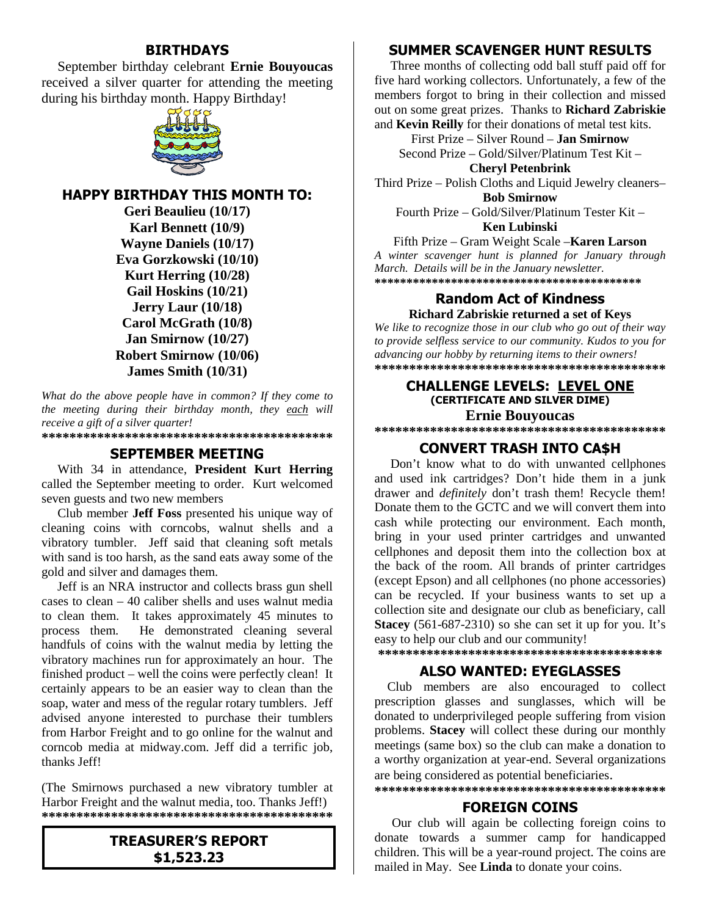## BIRTHDAYS

September birthday celebrant **Ernie Bouyoucas** received a silver quarter for attending the meeting during his birthday month. Happy Birthday!

## HAPPY BIRTHDAY THIS MONTH TO:

**Geri Beaulieu (10/17)**
**Karl Bennett (10/9)**
**Wayne Daniels (10/17)**
**Eva Gorzkowski (10/10)**
**Kurt Herring (10/28)**
**Gail Hoskins (10/21)**
**Jerry Laur (10/18)**
**Carol McGrath (10/8)**
**Jan Smirnow (10/27)**
**Robert Smirnow (10/06)**
**James Smith (10/31)**

*What do the above people have in common? If they come to the meeting during their birthday month, they each will receive a gift of a silver quarter!*

******************************************

## SEPTEMBER MEETING

With 34 in attendance, **President Kurt Herring** called the September meeting to order. Kurt welcomed seven guests and two new members

Club member **Jeff Foss** presented his unique way of cleaning coins with corncobs, walnut shells and a vibratory tumbler. Jeff said that cleaning soft metals with sand is too harsh, as the sand eats away some of the gold and silver and damages them.

Jeff is an NRA instructor and collects brass gun shell cases to clean – 40 caliber shells and uses walnut media to clean them. It takes approximately 45 minutes to process them. He demonstrated cleaning several handfuls of coins with the walnut media by letting the vibratory machines run for approximately an hour. The finished product – well the coins were perfectly clean! It certainly appears to be an easier way to clean than the soap, water and mess of the regular rotary tumblers. Jeff advised anyone interested to purchase their tumblers from Harbor Freight and to go online for the walnut and corncob media at midway.com. Jeff did a terrific job, thanks Jeff!

(The Smirnows purchased a new vibratory tumbler at Harbor Freight and the walnut media, too. Thanks Jeff!)

******************************************

## TREASURER'S REPORT
## $1,523.23

## SUMMER SCAVENGER HUNT RESULTS

Three months of collecting odd ball stuff paid off for five hard working collectors. Unfortunately, a few of the members forgot to bring in their collection and missed out on some great prizes. Thanks to **Richard Zabriskie** and **Kevin Reilly** for their donations of metal test kits.

First Prize – Silver Round – **Jan Smirnow**

Second Prize – Gold/Silver/Platinum Test Kit – **Cheryl Petenbrink**

Third Prize – Polish Cloths and Liquid Jewelry cleaners– **Bob Smirnow**

Fourth Prize – Gold/Silver/Platinum Tester Kit – **Ken Lubinski**

Fifth Prize – Gram Weight Scale –**Karen Larson**

*A winter scavenger hunt is planned for January through March. Details will be in the January newsletter.*

******************************************

## Random Act of Kindness

**Richard Zabriskie returned a set of Keys**

*We like to recognize those in our club who go out of their way to provide selfless service to our community. Kudos to you for advancing our hobby by returning items to their owners!*

******************************************

## CHALLENGE LEVELS: LEVEL ONE
### (CERTIFICATE AND SILVER DIME)

**Ernie Bouyoucas**

******************************************

## CONVERT TRASH INTO CA$H

Don't know what to do with unwanted cellphones and used ink cartridges? Don't hide them in a junk drawer and *definitely* don't trash them! Recycle them! Donate them to the GCTC and we will convert them into cash while protecting our environment. Each month, bring in your used printer cartridges and unwanted cellphones and deposit them into the collection box at the back of the room. All brands of printer cartridges (except Epson) and all cellphones (no phone accessories) can be recycled. If your business wants to set up a collection site and designate our club as beneficiary, call **Stacey** (561-687-2310) so she can set it up for you. It's easy to help our club and our community!

******************************************

## ALSO WANTED: EYEGLASSES

Club members are also encouraged to collect prescription glasses and sunglasses, which will be donated to underprivileged people suffering from vision problems. **Stacey** will collect these during our monthly meetings (same box) so the club can make a donation to a worthy organization at year-end. Several organizations are being considered as potential beneficiaries.

******************************************

## FOREIGN COINS

Our club will again be collecting foreign coins to donate towards a summer camp for handicapped children. This will be a year-round project. The coins are mailed in May. See **Linda** to donate your coins.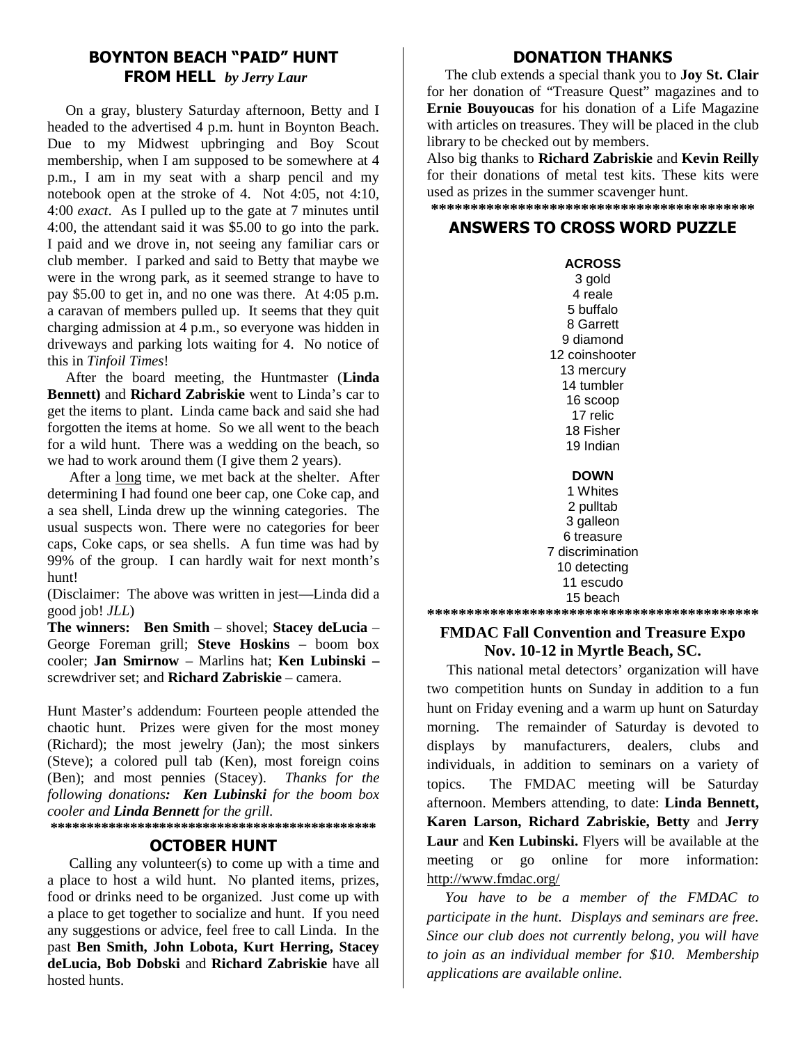## BOYNTON BEACH "PAID" HUNT FROM HELL *by Jerry Laur*

On a gray, blustery Saturday afternoon, Betty and I headed to the advertised 4 p.m. hunt in Boynton Beach. Due to my Midwest upbringing and Boy Scout membership, when I am supposed to be somewhere at 4 p.m., I am in my seat with a sharp pencil and my notebook open at the stroke of 4. Not 4:05, not 4:10, 4:00 *exact*. As I pulled up to the gate at 7 minutes until 4:00, the attendant said it was $5.00 to go into the park. I paid and we drove in, not seeing any familiar cars or club member. I parked and said to Betty that maybe we were in the wrong park, as it seemed strange to have to pay $5.00 to get in, and no one was there. At 4:05 p.m. a caravan of members pulled up. It seems that they quit charging admission at 4 p.m., so everyone was hidden in driveways and parking lots waiting for 4. No notice of this in *Tinfoil Times*!

After the board meeting, the Huntmaster (**Linda Bennett)** and **Richard Zabriskie** went to Linda's car to get the items to plant. Linda came back and said she had forgotten the items at home. So we all went to the beach for a wild hunt. There was a wedding on the beach, so we had to work around them (I give them 2 years).

After a <u>long</u> time, we met back at the shelter. After determining I had found one beer cap, one Coke cap, and a sea shell, Linda drew up the winning categories. The usual suspects won. There were no categories for beer caps, Coke caps, or sea shells. A fun time was had by 99% of the group. I can hardly wait for next month's hunt!

(Disclaimer: The above was written in jest—Linda did a good job! *JLL*)

**The winners: Ben Smith** – shovel; **Stacey deLucia** – George Foreman grill; **Steve Hoskins** – boom box cooler; **Jan Smirnow** – Marlins hat; **Ken Lubinski –** screwdriver set; and **Richard Zabriskie** – camera.

Hunt Master's addendum: Fourteen people attended the chaotic hunt. Prizes were given for the most money (Richard); the most jewelry (Jan); the most sinkers (Steve); a colored pull tab (Ken), most foreign coins (Ben); and most pennies (Stacey). *Thanks for the following donations: **Ken Lubinski** for the boom box cooler and **Linda Bennett** for the grill.*

*******************************************

## OCTOBER HUNT

Calling any volunteer(s) to come up with a time and a place to host a wild hunt. No planted items, prizes, food or drinks need to be organized. Just come up with a place to get together to socialize and hunt. If you need any suggestions or advice, feel free to call Linda. In the past **Ben Smith, John Lobota, Kurt Herring, Stacey deLucia, Bob Dobski** and **Richard Zabriskie** have all hosted hunts.

## DONATION THANKS

The club extends a special thank you to **Joy St. Clair** for her donation of "Treasure Quest" magazines and to **Ernie Bouyoucas** for his donation of a Life Magazine with articles on treasures. They will be placed in the club library to be checked out by members.

Also big thanks to **Richard Zabriskie** and **Kevin Reilly** for their donations of metal test kits. These kits were used as prizes in the summer scavenger hunt.

*****************************************

## ANSWERS TO CROSS WORD PUZZLE

**ACROSS**

3 gold
4 reale
5 buffalo
8 Garrett
9 diamond
12 coinshooter
13 mercury
14 tumbler
16 scoop
17 relic
18 Fisher
19 Indian

**DOWN**

1 Whites
2 pulltab
3 galleon
6 treasure
7 discrimination
10 detecting
11 escudo
15 beach

*****************************************

## FMDAC Fall Convention and Treasure Expo Nov. 10-12 in Myrtle Beach, SC.

This national metal detectors' organization will have two competition hunts on Sunday in addition to a fun hunt on Friday evening and a warm up hunt on Saturday morning. The remainder of Saturday is devoted to displays by manufacturers, dealers, clubs and individuals, in addition to seminars on a variety of topics. The FMDAC meeting will be Saturday afternoon. Members attending, to date: **Linda Bennett, Karen Larson, Richard Zabriskie, Betty** and **Jerry Laur** and **Ken Lubinski.** Flyers will be available at the meeting or go online for more information: http://www.fmdac.org/

*You have to be a member of the FMDAC to participate in the hunt. Displays and seminars are free. Since our club does not currently belong, you will have to join as an individual member for $10. Membership applications are available online.*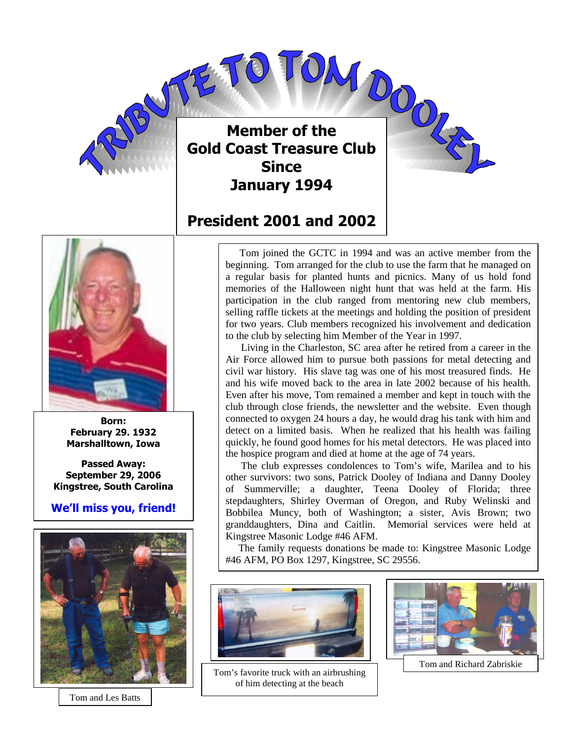# TRIBUTE TO TOM DOOLEY

**Member of the Gold Coast Treasure Club Since January 1994**

**President 2001 and 2002**

**Born:**
**February 29. 1932**
**Marshalltown, Iowa**

**Passed Away:**
**September 29, 2006**
**Kingstree, South Carolina**

**We'll miss you, friend!**

Tom joined the GCTC in 1994 and was an active member from the beginning. Tom arranged for the club to use the farm that he managed on a regular basis for planted hunts and picnics. Many of us hold fond memories of the Halloween night hunt that was held at the farm. His participation in the club ranged from mentoring new club members, selling raffle tickets at the meetings and holding the position of president for two years. Club members recognized his involvement and dedication to the club by selecting him Member of the Year in 1997.

Living in the Charleston, SC area after he retired from a career in the Air Force allowed him to pursue both passions for metal detecting and civil war history. His slave tag was one of his most treasured finds. He and his wife moved back to the area in late 2002 because of his health. Even after his move, Tom remained a member and kept in touch with the club through close friends, the newsletter and the website. Even though connected to oxygen 24 hours a day, he would drag his tank with him and detect on a limited basis. When he realized that his health was failing quickly, he found good homes for his metal detectors. He was placed into the hospice program and died at home at the age of 74 years.

The club expresses condolences to Tom's wife, Marilea and to his other survivors: two sons, Patrick Dooley of Indiana and Danny Dooley of Summerville; a daughter, Teena Dooley of Florida; three stepdaughters, Shirley Overman of Oregon, and Ruby Welinski and Bobbilea Muncy, both of Washington; a sister, Avis Brown; two granddaughters, Dina and Caitlin. Memorial services were held at Kingstree Masonic Lodge #46 AFM.

The family requests donations be made to: Kingstree Masonic Lodge #46 AFM, PO Box 1297, Kingstree, SC 29556.

Tom and Les Batts

Tom's favorite truck with an airbrushing of him detecting at the beach

Tom and Richard Zabriskie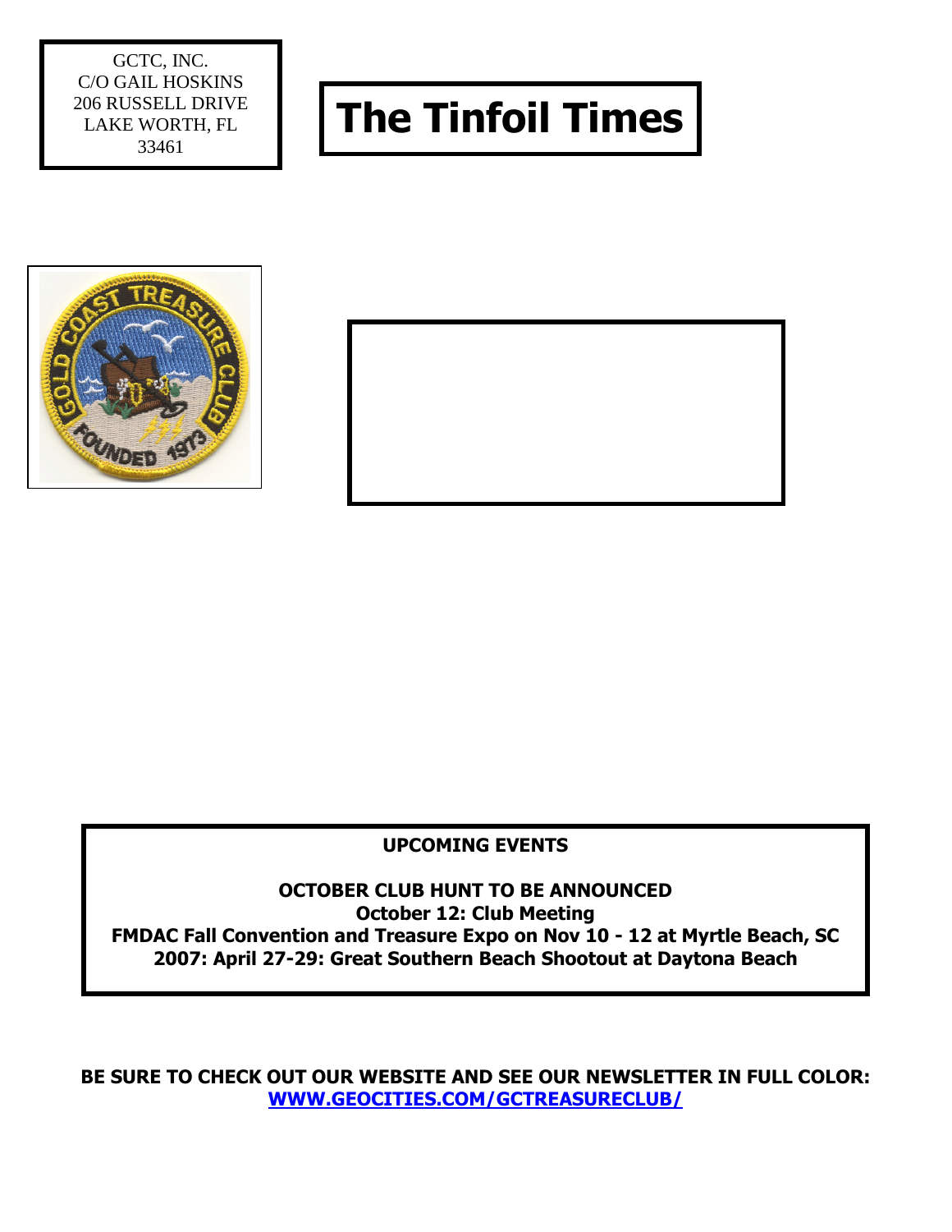GCTC, INC.
C/O GAIL HOSKINS
206 RUSSELL DRIVE
LAKE WORTH, FL
33461

# The Tinfoil Times

**UPCOMING EVENTS**

**OCTOBER CLUB HUNT TO BE ANNOUNCED**
**October 12: Club Meeting**
**FMDAC Fall Convention and Treasure Expo on Nov 10 - 12 at Myrtle Beach, SC**
**2007: April 27-29: Great Southern Beach Shootout at Daytona Beach**

**BE SURE TO CHECK OUT OUR WEBSITE AND SEE OUR NEWSLETTER IN FULL COLOR:**
**WWW.GEOCITIES.COM/GCTREASURECLUB/**